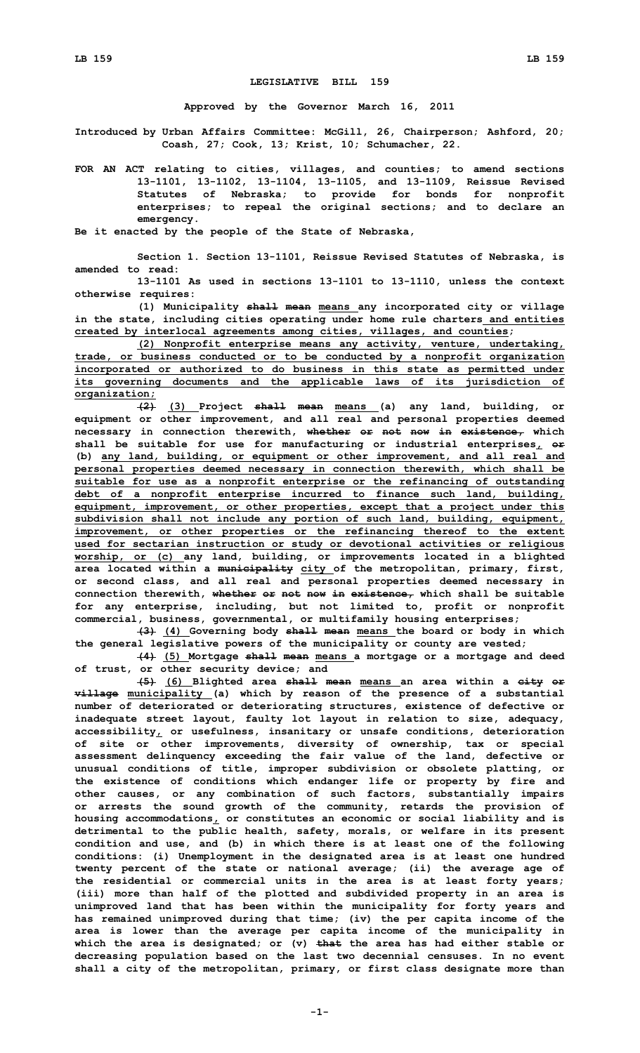# LEGISLATIVE BILL 159

**Approved by the Governor March 16, 2011**

**Introduced by Urban Affairs Committee: McGill, 26, Chairperson; Ashford, 20; Coash, 27; Cook, 13; Krist, 10; Schumacher, 22.**

**FOR AN ACT relating to cities, villages, and counties; to amend sections 13-1101, 13-1102, 13-1104, 13-1105, and 13-1109, Reissue Revised Statutes of Nebraska; to provide for bonds for nonprofit enterprises; to repeal the original sections; and to declare an emergency.**

**Be it enacted by the people of the State of Nebraska,**

**Section 1. Section 13-1101, Reissue Revised Statutes of Nebraska, is amended to read:**

**13-1101 As used in sections 13-1101 to 13-1110, unless the context otherwise requires:**

**(1) Municipality ~~shall mean~~ means any incorporated city or village in the state, including cities operating under home rule charters and entities created by interlocal agreements among cities, villages, and counties;**

**(2) Nonprofit enterprise means any activity, venture, undertaking, trade, or business conducted or to be conducted by a nonprofit organization incorporated or authorized to do business in this state as permitted under its governing documents and the applicable laws of its jurisdiction of organization;**

**~~(2)~~ (3) Project ~~shall mean~~ means (a) any land, building, or equipment or other improvement, and all real and personal properties deemed necessary in connection therewith, ~~whether or not now in existence,~~ which shall be suitable for use for manufacturing or industrial enterprises, ~~or~~ (b) any land, building, or equipment or other improvement, and all real and personal properties deemed necessary in connection therewith, which shall be suitable for use as a nonprofit enterprise or the refinancing of outstanding debt of a nonprofit enterprise incurred to finance such land, building, equipment, improvement, or other properties, except that a project under this subdivision shall not include any portion of such land, building, equipment, improvement, or other properties or the refinancing thereof to the extent used for sectarian instruction or study or devotional activities or religious worship, or (c) any land, building, or improvements located in a blighted area located within a ~~municipality~~ city of the metropolitan, primary, first, or second class, and all real and personal properties deemed necessary in connection therewith, ~~whether or not now in existence,~~ which shall be suitable for any enterprise, including, but not limited to, profit or nonprofit commercial, business, governmental, or multifamily housing enterprises;**

**~~(3)~~ (4) Governing body ~~shall mean~~ means the board or body in which the general legislative powers of the municipality or county are vested;**

**~~(4)~~ (5) Mortgage ~~shall mean~~ means a mortgage or a mortgage and deed of trust, or other security device; and**

**~~(5)~~ (6) Blighted area ~~shall mean~~ means an area within a ~~city or village~~ municipality (a) which by reason of the presence of a substantial number of deteriorated or deteriorating structures, existence of defective or inadequate street layout, faulty lot layout in relation to size, adequacy, accessibility, or usefulness, insanitary or unsafe conditions, deterioration of site or other improvements, diversity of ownership, tax or special assessment delinquency exceeding the fair value of the land, defective or unusual conditions of title, improper subdivision or obsolete platting, or the existence of conditions which endanger life or property by fire and other causes, or any combination of such factors, substantially impairs or arrests the sound growth of the community, retards the provision of housing accommodations, or constitutes an economic or social liability and is detrimental to the public health, safety, morals, or welfare in its present condition and use, and (b) in which there is at least one of the following conditions: (i) Unemployment in the designated area is at least one hundred twenty percent of the state or national average; (ii) the average age of the residential or commercial units in the area is at least forty years; (iii) more than half of the plotted and subdivided property in an area is unimproved land that has been within the municipality for forty years and has remained unimproved during that time; (iv) the per capita income of the area is lower than the average per capita income of the municipality in which the area is designated; or (v) ~~that~~ the area has had either stable or decreasing population based on the last two decennial censuses. In no event shall a city of the metropolitan, primary, or first class designate more than**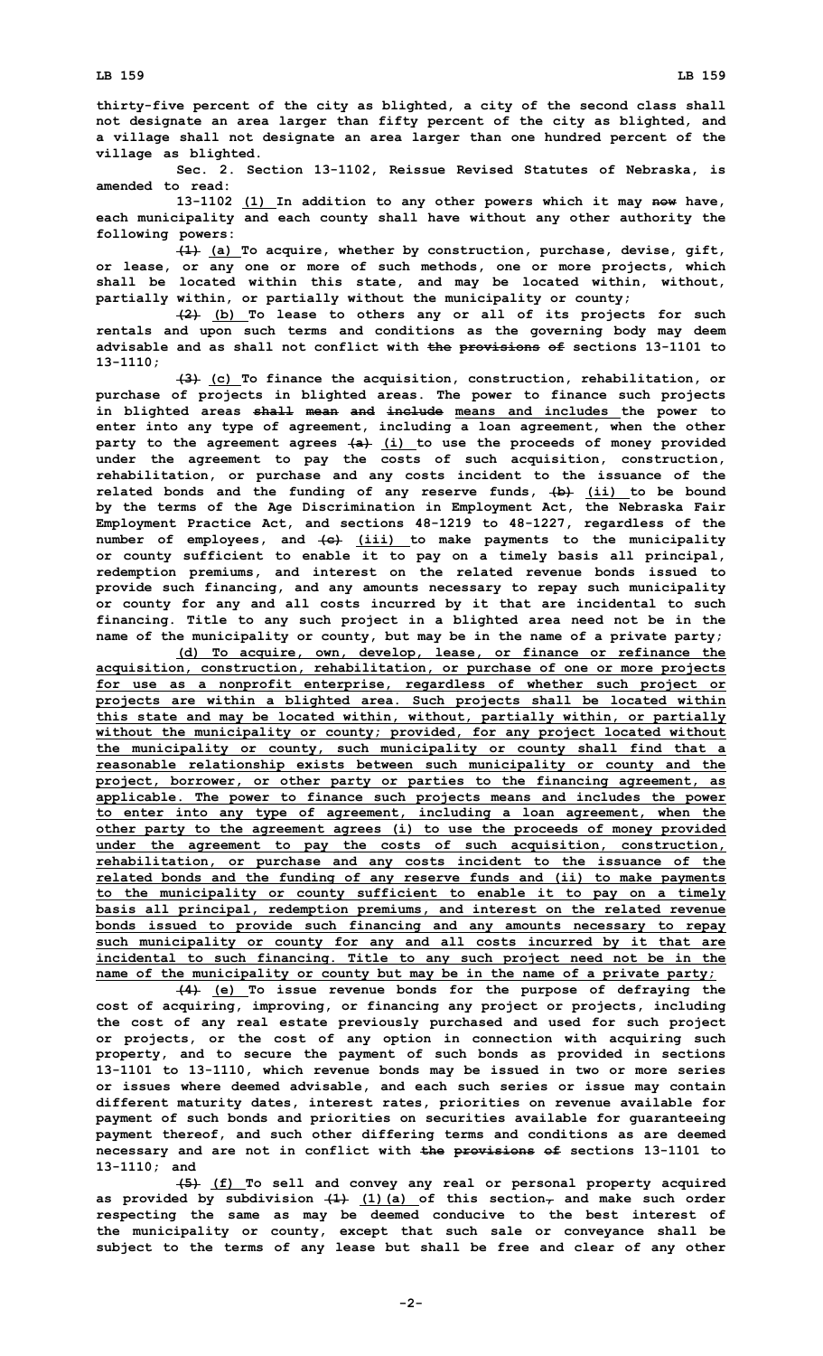thirty-five percent of the city as blighted, a city of the second class shall not designate an area larger than fifty percent of the city as blighted, and a village shall not designate an area larger than one hundred percent of the village as blighted.

Sec. 2. Section 13-1102, Reissue Revised Statutes of Nebraska, is amended to read:

13-1102 (1) In addition to any other powers which it may ~~now~~ have, each municipality and each county shall have without any other authority the following powers:

~~(1)~~ (a) To acquire, whether by construction, purchase, devise, gift, or lease, or any one or more of such methods, one or more projects, which shall be located within this state, and may be located within, without, partially within, or partially without the municipality or county;

~~(2)~~ (b) To lease to others any or all of its projects for such rentals and upon such terms and conditions as the governing body may deem advisable and as shall not conflict with ~~the provisions of~~ sections 13-1101 to 13-1110;

~~(3)~~ (c) To finance the acquisition, construction, rehabilitation, or purchase of projects in blighted areas. The power to finance such projects in blighted areas ~~shall mean and include~~ means and includes the power to enter into any type of agreement, including a loan agreement, when the other party to the agreement agrees ~~(a)~~ (i) to use the proceeds of money provided under the agreement to pay the costs of such acquisition, construction, rehabilitation, or purchase and any costs incident to the issuance of the related bonds and the funding of any reserve funds, ~~(b)~~ (ii) to be bound by the terms of the Age Discrimination in Employment Act, the Nebraska Fair Employment Practice Act, and sections 48-1219 to 48-1227, regardless of the number of employees, and ~~(c)~~ (iii) to make payments to the municipality or county sufficient to enable it to pay on a timely basis all principal, redemption premiums, and interest on the related revenue bonds issued to provide such financing, and any amounts necessary to repay such municipality or county for any and all costs incurred by it that are incidental to such financing. Title to any such project in a blighted area need not be in the name of the municipality or county, but may be in the name of a private party;

(d) To acquire, own, develop, lease, or finance or refinance the acquisition, construction, rehabilitation, or purchase of one or more projects for use as a nonprofit enterprise, regardless of whether such project or projects are within a blighted area. Such projects shall be located within this state and may be located within, without, partially within, or partially without the municipality or county; provided, for any project located without the municipality or county, such municipality or county shall find that a reasonable relationship exists between such municipality or county and the project, borrower, or other party or parties to the financing agreement, as applicable. The power to finance such projects means and includes the power to enter into any type of agreement, including a loan agreement, when the other party to the agreement agrees (i) to use the proceeds of money provided under the agreement to pay the costs of such acquisition, construction, rehabilitation, or purchase and any costs incident to the issuance of the related bonds and the funding of any reserve funds and (ii) to make payments to the municipality or county sufficient to enable it to pay on a timely basis all principal, redemption premiums, and interest on the related revenue bonds issued to provide such financing and any amounts necessary to repay such municipality or county for any and all costs incurred by it that are incidental to such financing. Title to any such project need not be in the name of the municipality or county but may be in the name of a private party;

~~(4)~~ (e) To issue revenue bonds for the purpose of defraying the cost of acquiring, improving, or financing any project or projects, including the cost of any real estate previously purchased and used for such project or projects, or the cost of any option in connection with acquiring such property, and to secure the payment of such bonds as provided in sections 13-1101 to 13-1110, which revenue bonds may be issued in two or more series or issues where deemed advisable, and each such series or issue may contain different maturity dates, interest rates, priorities on revenue available for payment of such bonds and priorities on securities available for guaranteeing payment thereof, and such other differing terms and conditions as are deemed necessary and are not in conflict with ~~the provisions of~~ sections 13-1101 to 13-1110; and

~~(5)~~ (f) To sell and convey any real or personal property acquired as provided by subdivision ~~(1)~~ (1)(a) of this section~~,~~ and make such order respecting the same as may be deemed conducive to the best interest of the municipality or county, except that such sale or conveyance shall be subject to the terms of any lease but shall be free and clear of any other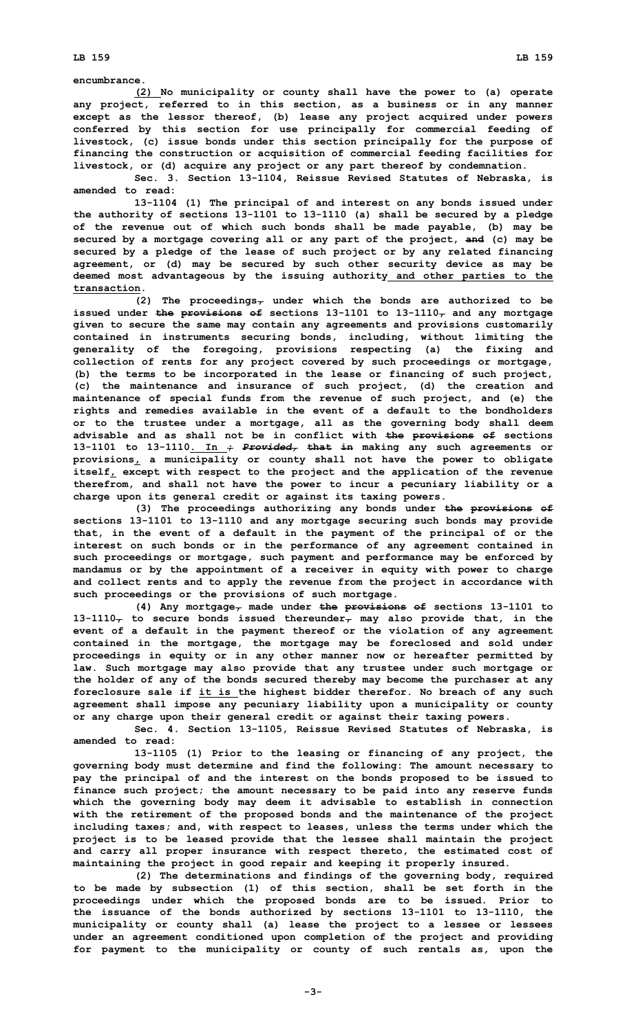encumbrance.

(2) No municipality or county shall have the power to (a) operate any project, referred to in this section, as a business or in any manner except as the lessor thereof, (b) lease any project acquired under powers conferred by this section for use principally for commercial feeding of livestock, (c) issue bonds under this section principally for the purpose of financing the construction or acquisition of commercial feeding facilities for livestock, or (d) acquire any project or any part thereof by condemnation.

Sec. 3. Section 13-1104, Reissue Revised Statutes of Nebraska, is amended to read:

13-1104 (1) The principal of and interest on any bonds issued under the authority of sections 13-1101 to 13-1110 (a) shall be secured by a pledge of the revenue out of which such bonds shall be made payable, (b) may be secured by a mortgage covering all or any part of the project, ~~and~~ (c) may be secured by a pledge of the lease of such project or by any related financing agreement, or (d) may be secured by such other security device as may be deemed most advantageous by the issuing authority and other parties to the transaction.

(2) The proceedings~~,~~ under which the bonds are authorized to be issued under ~~the provisions of~~ sections 13-1101 to 13-1110~~,~~ and any mortgage given to secure the same may contain any agreements and provisions customarily contained in instruments securing bonds, including, without limiting the generality of the foregoing, provisions respecting (a) the fixing and collection of rents for any project covered by such proceedings or mortgage, (b) the terms to be incorporated in the lease or financing of such project, (c) the maintenance and insurance of such project, (d) the creation and maintenance of special funds from the revenue of such project, and (e) the rights and remedies available in the event of a default to the bondholders or to the trustee under a mortgage, all as the governing body shall deem advisable and as shall not be in conflict with ~~the provisions of~~ sections 13-1101 to 13-1110. In ~~; *Provided, that* in~~ making any such agreements or provisions, a municipality or county shall not have the power to obligate itself, except with respect to the project and the application of the revenue therefrom, and shall not have the power to incur a pecuniary liability or a charge upon its general credit or against its taxing powers.

(3) The proceedings authorizing any bonds under ~~the provisions of~~ sections 13-1101 to 13-1110 and any mortgage securing such bonds may provide that, in the event of a default in the payment of the principal of or the interest on such bonds or in the performance of any agreement contained in such proceedings or mortgage, such payment and performance may be enforced by mandamus or by the appointment of a receiver in equity with power to charge and collect rents and to apply the revenue from the project in accordance with such proceedings or the provisions of such mortgage.

(4) Any mortgage~~,~~ made under ~~the provisions of~~ sections 13-1101 to 13-1110~~,~~ to secure bonds issued thereunder~~,~~ may also provide that, in the event of a default in the payment thereof or the violation of any agreement contained in the mortgage, the mortgage may be foreclosed and sold under proceedings in equity or in any other manner now or hereafter permitted by law. Such mortgage may also provide that any trustee under such mortgage or the holder of any of the bonds secured thereby may become the purchaser at any foreclosure sale if it is the highest bidder therefor. No breach of any such agreement shall impose any pecuniary liability upon a municipality or county or any charge upon their general credit or against their taxing powers.

Sec. 4. Section 13-1105, Reissue Revised Statutes of Nebraska, is amended to read:

13-1105 (1) Prior to the leasing or financing of any project, the governing body must determine and find the following: The amount necessary to pay the principal of and the interest on the bonds proposed to be issued to finance such project; the amount necessary to be paid into any reserve funds which the governing body may deem it advisable to establish in connection with the retirement of the proposed bonds and the maintenance of the project including taxes; and, with respect to leases, unless the terms under which the project is to be leased provide that the lessee shall maintain the project and carry all proper insurance with respect thereto, the estimated cost of maintaining the project in good repair and keeping it properly insured.

(2) The determinations and findings of the governing body, required to be made by subsection (1) of this section, shall be set forth in the proceedings under which the proposed bonds are to be issued. Prior to the issuance of the bonds authorized by sections 13-1101 to 13-1110, the municipality or county shall (a) lease the project to a lessee or lessees under an agreement conditioned upon completion of the project and providing for payment to the municipality or county of such rentals as, upon the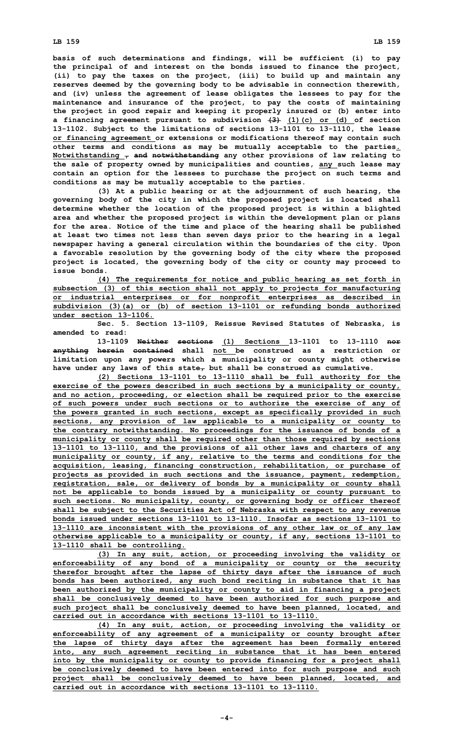basis of such determinations and findings, will be sufficient (i) to pay the principal of and interest on the bonds issued to finance the project, (ii) to pay the taxes on the project, (iii) to build up and maintain any reserves deemed by the governing body to be advisable in connection therewith, and (iv) unless the agreement of lease obligates the lessees to pay for the maintenance and insurance of the project, to pay the costs of maintaining the project in good repair and keeping it properly insured or (b) enter into a financing agreement pursuant to subdivision ~~(3)~~ <u>(1)(c) or (d)</u> of section 13-1102. Subject to the limitations of sections 13-1101 to 13-1110, the lease <u>or financing agreement</u> or extensions or modifications thereof may contain such other terms and conditions as may be mutually acceptable to the parties<u>.</u> <u>Notwithstanding</u> ~~, and notwithstanding~~ any other provisions of law relating to the sale of property owned by municipalities and counties, <u>any</u> such lease may contain an option for the lessees to purchase the project on such terms and conditions as may be mutually acceptable to the parties.

(3) At a public hearing or at the adjournment of such hearing, the governing body of the city in which the proposed project is located shall determine whether the location of the proposed project is within a blighted area and whether the proposed project is within the development plan or plans for the area. Notice of the time and place of the hearing shall be published at least two times not less than seven days prior to the hearing in a legal newspaper having a general circulation within the boundaries of the city. Upon a favorable resolution by the governing body of the city where the proposed project is located, the governing body of the city or county may proceed to issue bonds.

<u>(4) The requirements for notice and public hearing as set forth in subsection (3) of this section shall not apply to projects for manufacturing or industrial enterprises or for nonprofit enterprises as described in subdivision (3)(a) or (b) of section 13-1101 or refunding bonds authorized under section 13-1106.</u>

Sec. 5. Section 13-1109, Reissue Revised Statutes of Nebraska, is amended to read:

13-1109 ~~Neither sections~~ <u>(1) Sections</u> 13-1101 to 13-1110 ~~nor anything herein contained~~ shall <u>not</u> be construed as a restriction or limitation upon any powers which a municipality or county might otherwise have under any laws of this state~~,~~ but shall be construed as cumulative.

<u>(2) Sections 13-1101 to 13-1110 shall be full authority for the exercise of the powers described in such sections by a municipality or county, and no action, proceeding, or election shall be required prior to the exercise of such powers under such sections or to authorize the exercise of any of the powers granted in such sections, except as specifically provided in such sections, any provision of law applicable to a municipality or county to the contrary notwithstanding. No proceedings for the issuance of bonds of a municipality or county shall be required other than those required by sections 13-1101 to 13-1110, and the provisions of all other laws and charters of any municipality or county, if any, relative to the terms and conditions for the acquisition, leasing, financing construction, rehabilitation, or purchase of projects as provided in such sections and the issuance, payment, redemption, registration, sale, or delivery of bonds by a municipality or county shall not be applicable to bonds issued by a municipality or county pursuant to such sections. No municipality, county, or governing body or officer thereof shall be subject to the Securities Act of Nebraska with respect to any revenue bonds issued under sections 13-1101 to 13-1110. Insofar as sections 13-1101 to 13-1110 are inconsistent with the provisions of any other law or of any law otherwise applicable to a municipality or county, if any, sections 13-1101 to 13-1110 shall be controlling.</u>

<u>(3) In any suit, action, or proceeding involving the validity or enforceability of any bond of a municipality or county or the security therefor brought after the lapse of thirty days after the issuance of such bonds has been authorized, any such bond reciting in substance that it has been authorized by the municipality or county to aid in financing a project shall be conclusively deemed to have been authorized for such purpose and such project shall be conclusively deemed to have been planned, located, and carried out in accordance with sections 13-1101 to 13-1110.</u>

<u>(4) In any suit, action, or proceeding involving the validity or enforceability of any agreement of a municipality or county brought after the lapse of thirty days after the agreement has been formally entered into, any such agreement reciting in substance that it has been entered into by the municipality or county to provide financing for a project shall be conclusively deemed to have been entered into for such purpose and such project shall be conclusively deemed to have been planned, located, and carried out in accordance with sections 13-1101 to 13-1110.</u>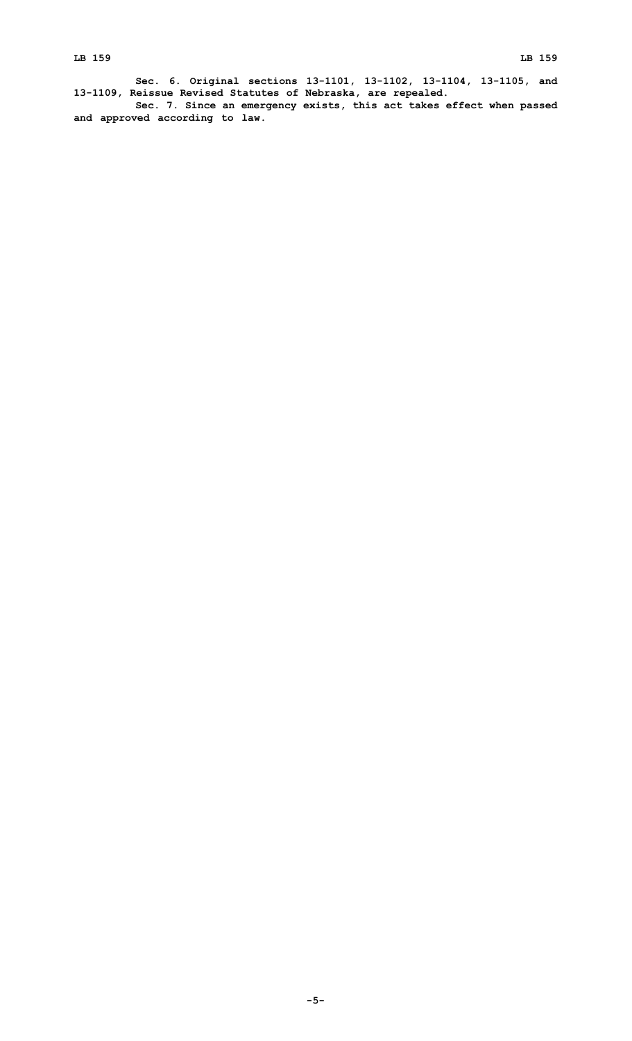Sec. 6. Original sections 13-1101, 13-1102, 13-1104, 13-1105, and 13-1109, Reissue Revised Statutes of Nebraska, are repealed.

Sec. 7. Since an emergency exists, this act takes effect when passed and approved according to law.